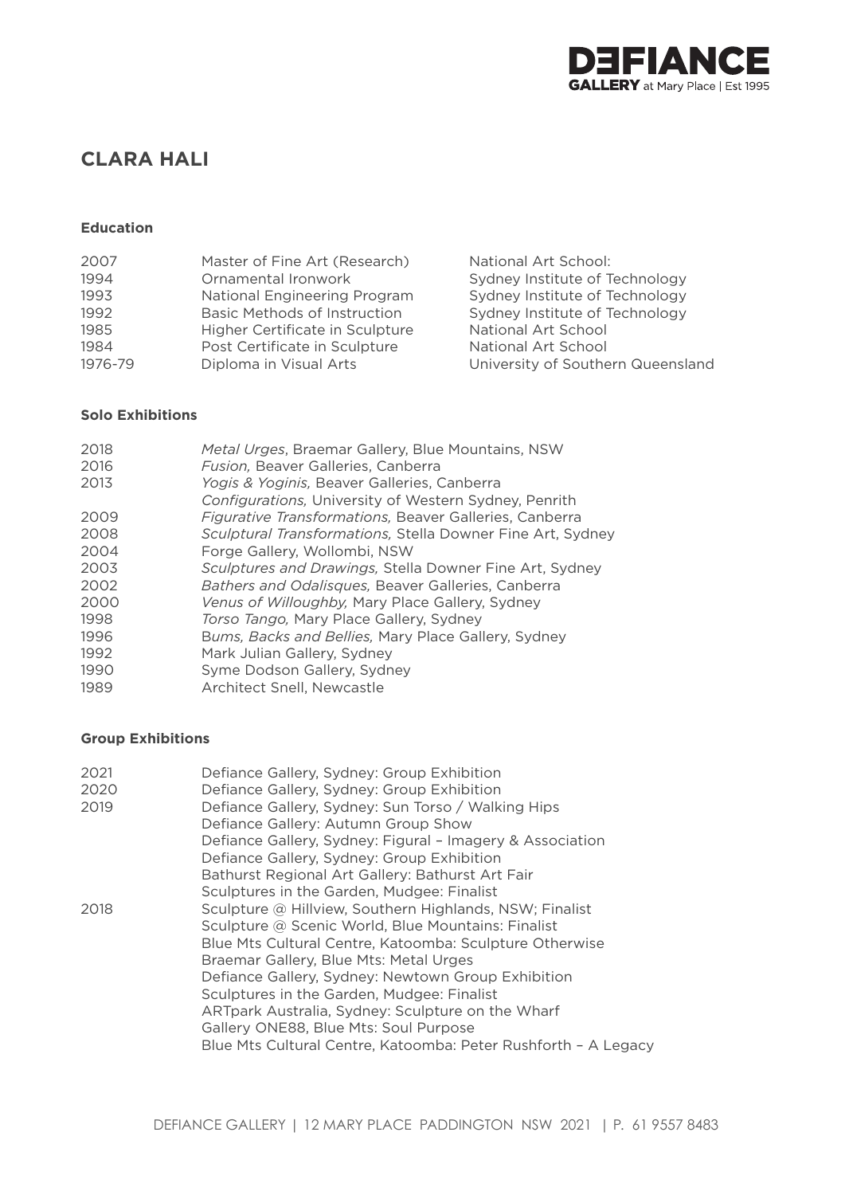# CLARA HALI

### Education

| | | |
|---|---|---|
| 2007 | Master of Fine Art (Research) | National Art School: |
| 1994 | Ornamental Ironwork | Sydney Institute of Technology |
| 1993 | National Engineering Program | Sydney Institute of Technology |
| 1992 | Basic Methods of Instruction | Sydney Institute of Technology |
| 1985 | Higher Certificate in Sculpture | National Art School |
| 1984 | Post Certificate in Sculpture | National Art School |
| 1976-79 | Diploma in Visual Arts | University of Southern Queensland |

### Solo Exhibitions

| | |
|---|---|
| 2018 | *Metal Urges*, Braemar Gallery, Blue Mountains, NSW |
| 2016 | *Fusion,* Beaver Galleries, Canberra |
| 2013 | *Yogis & Yoginis,* Beaver Galleries, Canberra |
| | *Configurations,* University of Western Sydney, Penrith |
| 2009 | *Figurative Transformations,* Beaver Galleries, Canberra |
| 2008 | *Sculptural Transformations,* Stella Downer Fine Art, Sydney |
| 2004 | Forge Gallery, Wollombi, NSW |
| 2003 | *Sculptures and Drawings,* Stella Downer Fine Art, Sydney |
| 2002 | *Bathers and Odalisques,* Beaver Galleries, Canberra |
| 2000 | *Venus of Willoughby,* Mary Place Gallery, Sydney |
| 1998 | *Torso Tango,* Mary Place Gallery, Sydney |
| 1996 | B*ums, Backs and Bellies,* Mary Place Gallery, Sydney |
| 1992 | Mark Julian Gallery, Sydney |
| 1990 | Syme Dodson Gallery, Sydney |
| 1989 | Architect Snell, Newcastle |

### Group Exhibitions

| | |
|---|---|
| 2021 | Defiance Gallery, Sydney: Group Exhibition |
| 2020 | Defiance Gallery, Sydney: Group Exhibition |
| 2019 | Defiance Gallery, Sydney: Sun Torso / Walking Hips |
| | Defiance Gallery: Autumn Group Show |
| | Defiance Gallery, Sydney: Figural – Imagery & Association |
| | Defiance Gallery, Sydney: Group Exhibition |
| | Bathurst Regional Art Gallery: Bathurst Art Fair |
| | Sculptures in the Garden, Mudgee: Finalist |
| 2018 | Sculpture @ Hillview, Southern Highlands, NSW; Finalist |
| | Sculpture @ Scenic World, Blue Mountains: Finalist |
| | Blue Mts Cultural Centre, Katoomba: Sculpture Otherwise |
| | Braemar Gallery, Blue Mts: Metal Urges |
| | Defiance Gallery, Sydney: Newtown Group Exhibition |
| | Sculptures in the Garden, Mudgee: Finalist |
| | ARTpark Australia, Sydney: Sculpture on the Wharf |
| | Gallery ONE88, Blue Mts: Soul Purpose |
| | Blue Mts Cultural Centre, Katoomba: Peter Rushforth – A Legacy |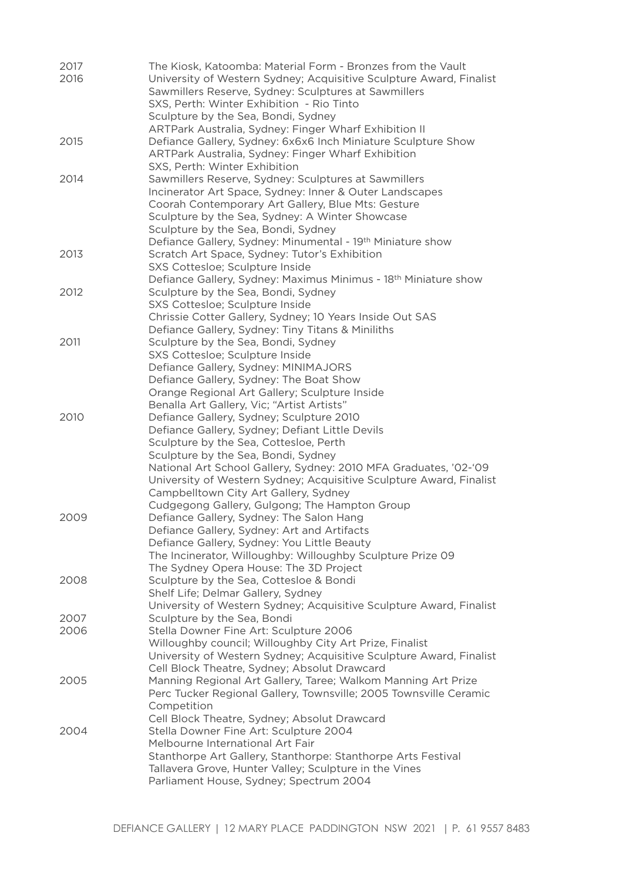| | |
|---|---|
| 2017 | The Kiosk, Katoomba: Material Form - Bronzes from the Vault |
| 2016 | University of Western Sydney; Acquisitive Sculpture Award, Finalist |
| | Sawmillers Reserve, Sydney: Sculptures at Sawmillers |
| | SXS, Perth: Winter Exhibition - Rio Tinto |
| | Sculpture by the Sea, Bondi, Sydney |
| | ARTPark Australia, Sydney: Finger Wharf Exhibition II |
| 2015 | Defiance Gallery, Sydney: 6x6x6 Inch Miniature Sculpture Show |
| | ARTPark Australia, Sydney: Finger Wharf Exhibition |
| | SXS, Perth: Winter Exhibition |
| 2014 | Sawmillers Reserve, Sydney: Sculptures at Sawmillers |
| | Incinerator Art Space, Sydney: Inner & Outer Landscapes |
| | Coorah Contemporary Art Gallery, Blue Mts: Gesture |
| | Sculpture by the Sea, Sydney: A Winter Showcase |
| | Sculpture by the Sea, Bondi, Sydney |
| | Defiance Gallery, Sydney: Minumental - 19th Miniature show |
| 2013 | Scratch Art Space, Sydney: Tutor's Exhibition |
| | SXS Cottesloe; Sculpture Inside |
| | Defiance Gallery, Sydney: Maximus Minimus - 18th Miniature show |
| 2012 | Sculpture by the Sea, Bondi, Sydney |
| | SXS Cottesloe; Sculpture Inside |
| | Chrissie Cotter Gallery, Sydney; 10 Years Inside Out SAS |
| | Defiance Gallery, Sydney: Tiny Titans & Miniliths |
| 2011 | Sculpture by the Sea, Bondi, Sydney |
| | SXS Cottesloe; Sculpture Inside |
| | Defiance Gallery, Sydney: MINIMAJORS |
| | Defiance Gallery, Sydney: The Boat Show |
| | Orange Regional Art Gallery; Sculpture Inside |
| | Benalla Art Gallery, Vic; "Artist Artists" |
| 2010 | Defiance Gallery, Sydney; Sculpture 2010 |
| | Defiance Gallery, Sydney; Defiant Little Devils |
| | Sculpture by the Sea, Cottesloe, Perth |
| | Sculpture by the Sea, Bondi, Sydney |
| | National Art School Gallery, Sydney: 2010 MFA Graduates, '02-'09 |
| | University of Western Sydney; Acquisitive Sculpture Award, Finalist |
| | Campbelltown City Art Gallery, Sydney |
| | Cudgegong Gallery, Gulgong; The Hampton Group |
| 2009 | Defiance Gallery, Sydney: The Salon Hang |
| | Defiance Gallery, Sydney: Art and Artifacts |
| | Defiance Gallery, Sydney: You Little Beauty |
| | The Incinerator, Willoughby: Willoughby Sculpture Prize 09 |
| | The Sydney Opera House: The 3D Project |
| 2008 | Sculpture by the Sea, Cottesloe & Bondi |
| | Shelf Life; Delmar Gallery, Sydney |
| | University of Western Sydney; Acquisitive Sculpture Award, Finalist |
| 2007 | Sculpture by the Sea, Bondi |
| 2006 | Stella Downer Fine Art: Sculpture 2006 |
| | Willoughby council; Willoughby City Art Prize, Finalist |
| | University of Western Sydney; Acquisitive Sculpture Award, Finalist |
| | Cell Block Theatre, Sydney; Absolut Drawcard |
| 2005 | Manning Regional Art Gallery, Taree; Walkom Manning Art Prize |
| | Perc Tucker Regional Gallery, Townsville; 2005 Townsville Ceramic Competition |
| | Cell Block Theatre, Sydney; Absolut Drawcard |
| 2004 | Stella Downer Fine Art: Sculpture 2004 |
| | Melbourne International Art Fair |
| | Stanthorpe Art Gallery, Stanthorpe: Stanthorpe Arts Festival |
| | Tallavera Grove, Hunter Valley; Sculpture in the Vines |
| | Parliament House, Sydney; Spectrum 2004 |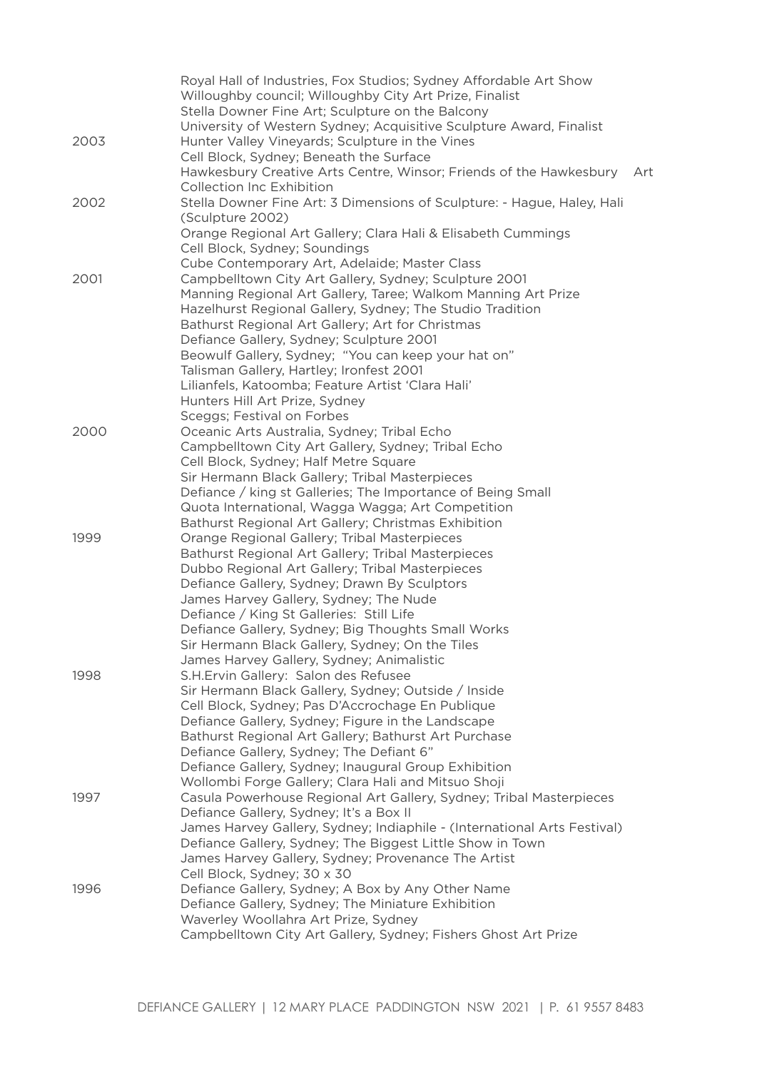| | |
|---|---|
| | Royal Hall of Industries, Fox Studios; Sydney Affordable Art Show |
| | Willoughby council; Willoughby City Art Prize, Finalist |
| | Stella Downer Fine Art; Sculpture on the Balcony |
| | University of Western Sydney; Acquisitive Sculpture Award, Finalist |
| 2003 | Hunter Valley Vineyards; Sculpture in the Vines |
| | Cell Block, Sydney; Beneath the Surface |
| | Hawkesbury Creative Arts Centre, Winsor; Friends of the Hawkesbury Art Collection Inc Exhibition |
| 2002 | Stella Downer Fine Art: 3 Dimensions of Sculpture: - Hague, Haley, Hali (Sculpture 2002) |
| | Orange Regional Art Gallery; Clara Hali & Elisabeth Cummings |
| | Cell Block, Sydney; Soundings |
| | Cube Contemporary Art, Adelaide; Master Class |
| 2001 | Campbelltown City Art Gallery, Sydney; Sculpture 2001 |
| | Manning Regional Art Gallery, Taree; Walkom Manning Art Prize |
| | Hazelhurst Regional Gallery, Sydney; The Studio Tradition |
| | Bathurst Regional Art Gallery; Art for Christmas |
| | Defiance Gallery, Sydney; Sculpture 2001 |
| | Beowulf Gallery, Sydney; "You can keep your hat on" |
| | Talisman Gallery, Hartley; Ironfest 2001 |
| | Lilianfels, Katoomba; Feature Artist 'Clara Hali' |
| | Hunters Hill Art Prize, Sydney |
| | Sceggs; Festival on Forbes |
| 2000 | Oceanic Arts Australia, Sydney; Tribal Echo |
| | Campbelltown City Art Gallery, Sydney; Tribal Echo |
| | Cell Block, Sydney; Half Metre Square |
| | Sir Hermann Black Gallery; Tribal Masterpieces |
| | Defiance / king st Galleries; The Importance of Being Small |
| | Quota International, Wagga Wagga; Art Competition |
| | Bathurst Regional Art Gallery; Christmas Exhibition |
| 1999 | Orange Regional Gallery; Tribal Masterpieces |
| | Bathurst Regional Art Gallery; Tribal Masterpieces |
| | Dubbo Regional Art Gallery; Tribal Masterpieces |
| | Defiance Gallery, Sydney; Drawn By Sculptors |
| | James Harvey Gallery, Sydney; The Nude |
| | Defiance / King St Galleries: Still Life |
| | Defiance Gallery, Sydney; Big Thoughts Small Works |
| | Sir Hermann Black Gallery, Sydney; On the Tiles |
| | James Harvey Gallery, Sydney; Animalistic |
| 1998 | S.H.Ervin Gallery: Salon des Refusee |
| | Sir Hermann Black Gallery, Sydney; Outside / Inside |
| | Cell Block, Sydney; Pas D'Accrochage En Publique |
| | Defiance Gallery, Sydney; Figure in the Landscape |
| | Bathurst Regional Art Gallery; Bathurst Art Purchase |
| | Defiance Gallery, Sydney; The Defiant 6" |
| | Defiance Gallery, Sydney; Inaugural Group Exhibition |
| | Wollombi Forge Gallery; Clara Hali and Mitsuo Shoji |
| 1997 | Casula Powerhouse Regional Art Gallery, Sydney; Tribal Masterpieces |
| | Defiance Gallery, Sydney; It's a Box II |
| | James Harvey Gallery, Sydney; Indiaphile - (International Arts Festival) |
| | Defiance Gallery, Sydney; The Biggest Little Show in Town |
| | James Harvey Gallery, Sydney; Provenance The Artist |
| | Cell Block, Sydney; 30 x 30 |
| 1996 | Defiance Gallery, Sydney; A Box by Any Other Name |
| | Defiance Gallery, Sydney; The Miniature Exhibition |
| | Waverley Woollahra Art Prize, Sydney |
| | Campbelltown City Art Gallery, Sydney; Fishers Ghost Art Prize |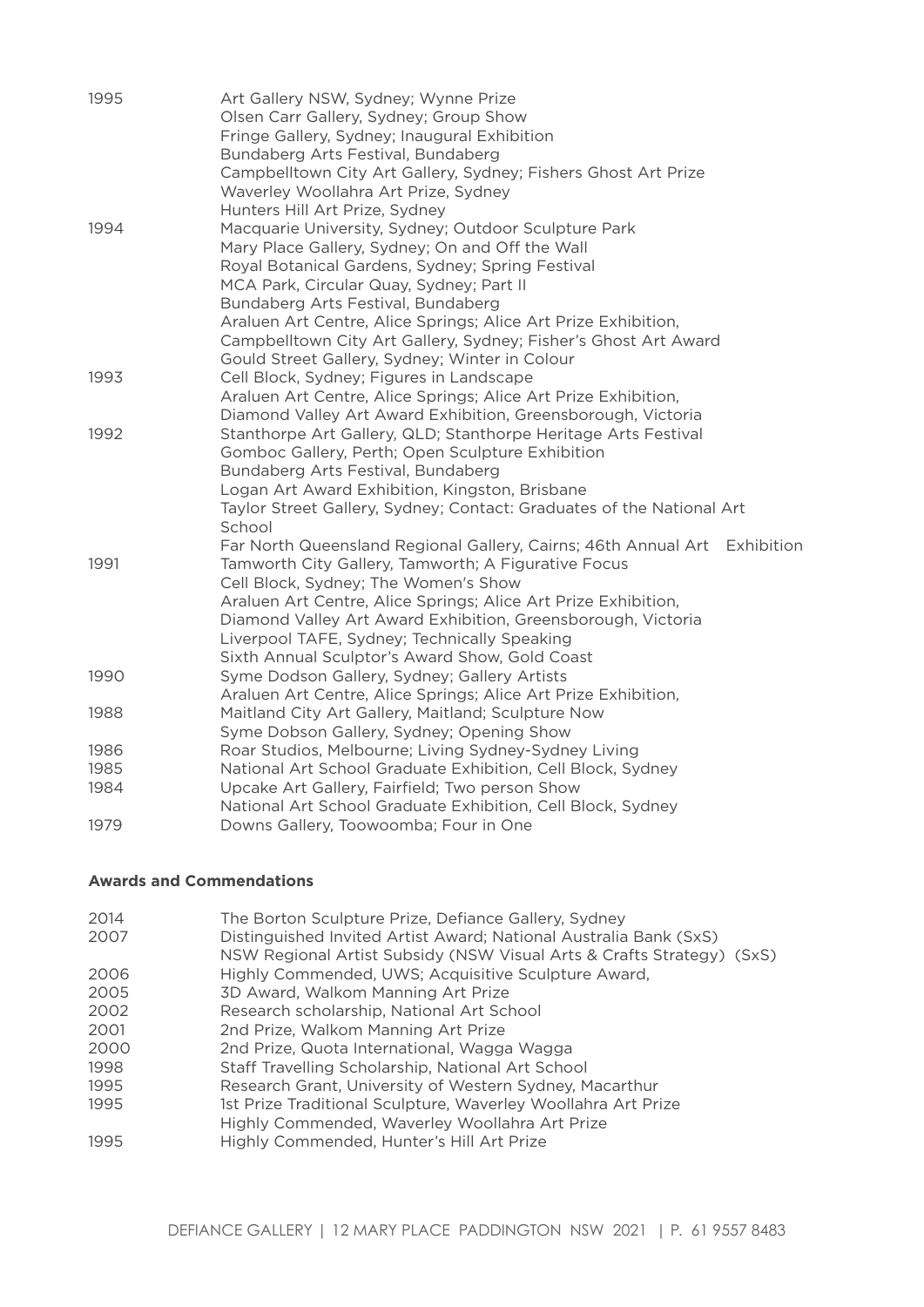| | |
|---|---|
| 1995 | Art Gallery NSW, Sydney; Wynne Prize |
| | Olsen Carr Gallery, Sydney; Group Show |
| | Fringe Gallery, Sydney; Inaugural Exhibition |
| | Bundaberg Arts Festival, Bundaberg |
| | Campbelltown City Art Gallery, Sydney; Fishers Ghost Art Prize |
| | Waverley Woollahra Art Prize, Sydney |
| | Hunters Hill Art Prize, Sydney |
| 1994 | Macquarie University, Sydney; Outdoor Sculpture Park |
| | Mary Place Gallery, Sydney; On and Off the Wall |
| | Royal Botanical Gardens, Sydney; Spring Festival |
| | MCA Park, Circular Quay, Sydney; Part II |
| | Bundaberg Arts Festival, Bundaberg |
| | Araluen Art Centre, Alice Springs; Alice Art Prize Exhibition, |
| | Campbelltown City Art Gallery, Sydney; Fisher's Ghost Art Award |
| | Gould Street Gallery, Sydney; Winter in Colour |
| 1993 | Cell Block, Sydney; Figures in Landscape |
| | Araluen Art Centre, Alice Springs; Alice Art Prize Exhibition, |
| | Diamond Valley Art Award Exhibition, Greensborough, Victoria |
| 1992 | Stanthorpe Art Gallery, QLD; Stanthorpe Heritage Arts Festival |
| | Gomboc Gallery, Perth; Open Sculpture Exhibition |
| | Bundaberg Arts Festival, Bundaberg |
| | Logan Art Award Exhibition, Kingston, Brisbane |
| | Taylor Street Gallery, Sydney; Contact: Graduates of the National Art School |
| | Far North Queensland Regional Gallery, Cairns; 46th Annual Art Exhibition |
| 1991 | Tamworth City Gallery, Tamworth; A Figurative Focus |
| | Cell Block, Sydney; The Women's Show |
| | Araluen Art Centre, Alice Springs; Alice Art Prize Exhibition, |
| | Diamond Valley Art Award Exhibition, Greensborough, Victoria |
| | Liverpool TAFE, Sydney; Technically Speaking |
| | Sixth Annual Sculptor's Award Show, Gold Coast |
| 1990 | Syme Dodson Gallery, Sydney; Gallery Artists |
| | Araluen Art Centre, Alice Springs; Alice Art Prize Exhibition, |
| 1988 | Maitland City Art Gallery, Maitland; Sculpture Now |
| | Syme Dobson Gallery, Sydney; Opening Show |
| 1986 | Roar Studios, Melbourne; Living Sydney-Sydney Living |
| 1985 | National Art School Graduate Exhibition, Cell Block, Sydney |
| 1984 | Upcake Art Gallery, Fairfield; Two person Show |
| | National Art School Graduate Exhibition, Cell Block, Sydney |
| 1979 | Downs Gallery, Toowoomba; Four in One |

**Awards and Commendations**

| | |
|---|---|
| 2014 | The Borton Sculpture Prize, Defiance Gallery, Sydney |
| 2007 | Distinguished Invited Artist Award; National Australia Bank (SxS) |
| | NSW Regional Artist Subsidy (NSW Visual Arts & Crafts Strategy) (SxS) |
| 2006 | Highly Commended, UWS; Acquisitive Sculpture Award, |
| 2005 | 3D Award, Walkom Manning Art Prize |
| 2002 | Research scholarship, National Art School |
| 2001 | 2nd Prize, Walkom Manning Art Prize |
| 2000 | 2nd Prize, Quota International, Wagga Wagga |
| 1998 | Staff Travelling Scholarship, National Art School |
| 1995 | Research Grant, University of Western Sydney, Macarthur |
| 1995 | 1st Prize Traditional Sculpture, Waverley Woollahra Art Prize |
| | Highly Commended, Waverley Woollahra Art Prize |
| 1995 | Highly Commended, Hunter's Hill Art Prize |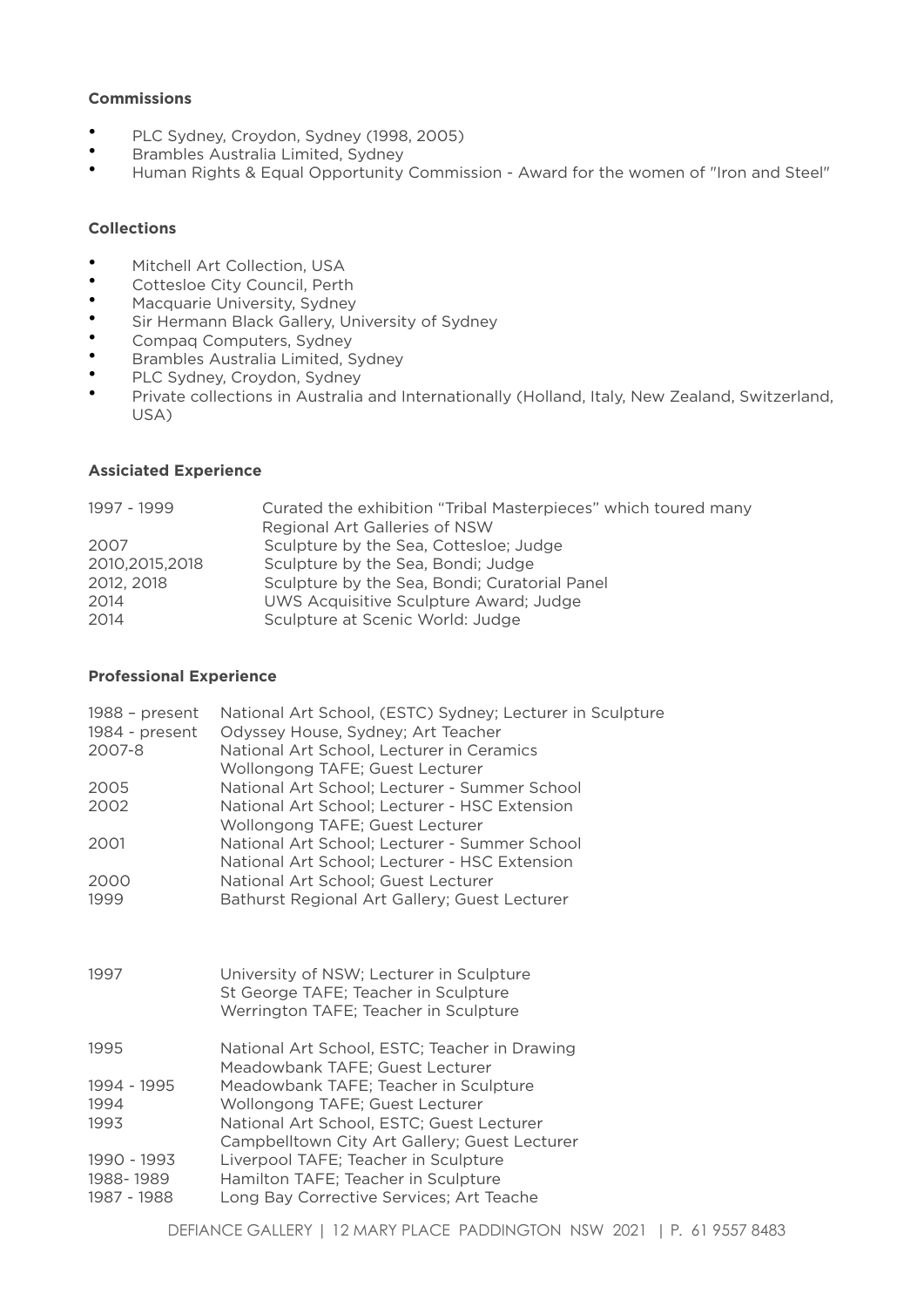**Commissions**

- PLC Sydney, Croydon, Sydney (1998, 2005)
- Brambles Australia Limited, Sydney
- Human Rights & Equal Opportunity Commission - Award for the women of "Iron and Steel"

**Collections**

- Mitchell Art Collection, USA
- Cottesloe City Council, Perth
- Macquarie University, Sydney
- Sir Hermann Black Gallery, University of Sydney
- Compaq Computers, Sydney
- Brambles Australia Limited, Sydney
- PLC Sydney, Croydon, Sydney
- Private collections in Australia and Internationally (Holland, Italy, New Zealand, Switzerland, USA)

**Assiciated Experience**

| | |
|---|---|
| 1997 - 1999 | Curated the exhibition "Tribal Masterpieces" which toured many Regional Art Galleries of NSW |
| 2007 | Sculpture by the Sea, Cottesloe; Judge |
| 2010,2015,2018 | Sculpture by the Sea, Bondi; Judge |
| 2012, 2018 | Sculpture by the Sea, Bondi; Curatorial Panel |
| 2014 | UWS Acquisitive Sculpture Award; Judge |
| 2014 | Sculpture at Scenic World: Judge |

**Professional Experience**

| | |
|---|---|
| 1988 – present | National Art School, (ESTC) Sydney; Lecturer in Sculpture |
| 1984 - present | Odyssey House, Sydney; Art Teacher |
| 2007-8 | National Art School, Lecturer in Ceramics |
| | Wollongong TAFE; Guest Lecturer |
| 2005 | National Art School; Lecturer - Summer School |
| 2002 | National Art School; Lecturer - HSC Extension |
| | Wollongong TAFE; Guest Lecturer |
| 2001 | National Art School; Lecturer - Summer School |
| | National Art School; Lecturer - HSC Extension |
| 2000 | National Art School; Guest Lecturer |
| 1999 | Bathurst Regional Art Gallery; Guest Lecturer |
| 1997 | University of NSW; Lecturer in Sculpture |
| | St George TAFE; Teacher in Sculpture |
| | Werrington TAFE; Teacher in Sculpture |
| 1995 | National Art School, ESTC; Teacher in Drawing |
| | Meadowbank TAFE; Guest Lecturer |
| 1994 - 1995 | Meadowbank TAFE; Teacher in Sculpture |
| 1994 | Wollongong TAFE; Guest Lecturer |
| 1993 | National Art School, ESTC; Guest Lecturer |
| | Campbelltown City Art Gallery; Guest Lecturer |
| 1990 - 1993 | Liverpool TAFE; Teacher in Sculpture |
| 1988- 1989 | Hamilton TAFE; Teacher in Sculpture |
| 1987 - 1988 | Long Bay Corrective Services; Art Teache |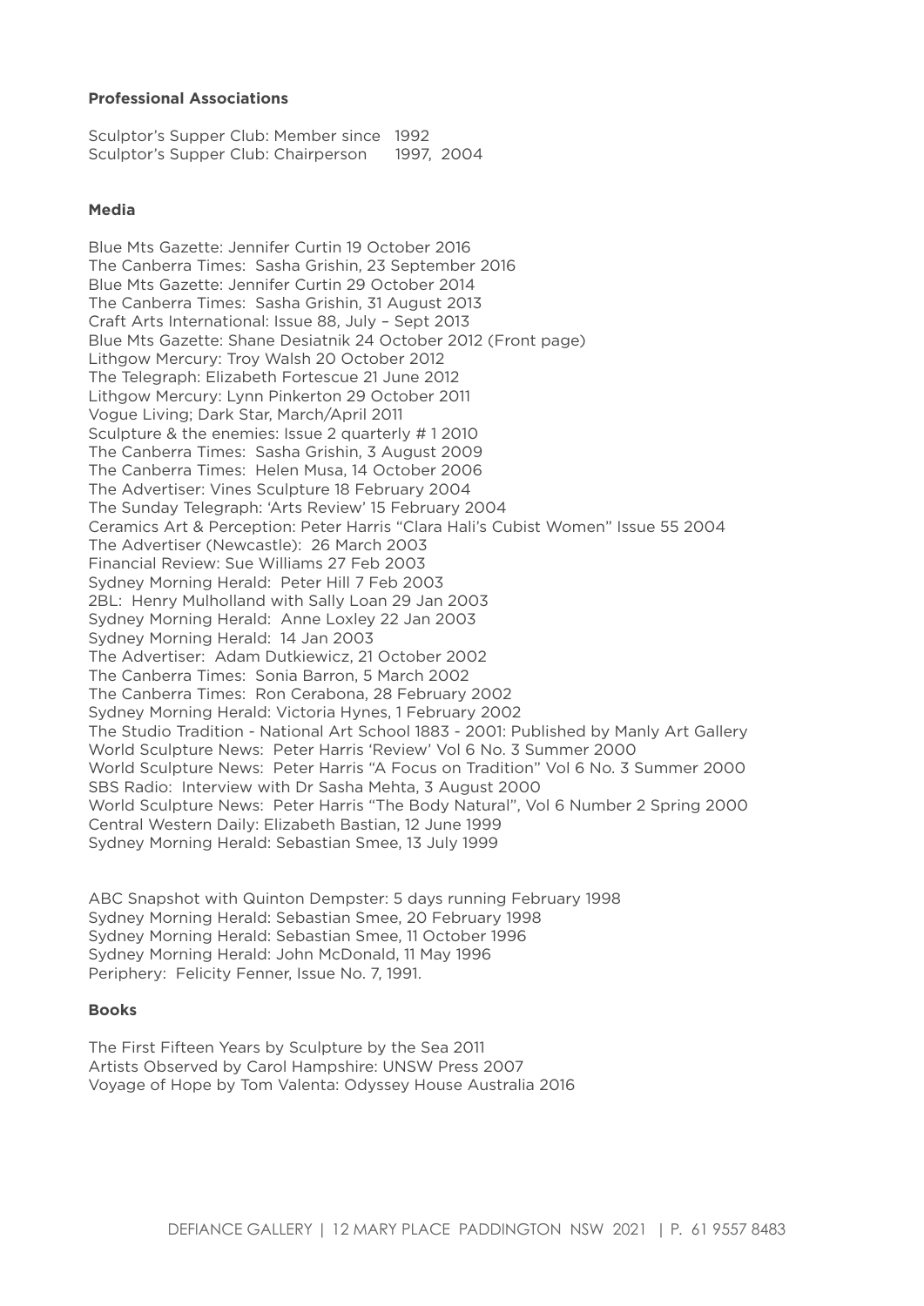**Professional Associations**

Sculptor's Supper Club: Member since 1992
Sculptor's Supper Club: Chairperson 1997, 2004

**Media**

Blue Mts Gazette: Jennifer Curtin 19 October 2016
The Canberra Times: Sasha Grishin, 23 September 2016
Blue Mts Gazette: Jennifer Curtin 29 October 2014
The Canberra Times: Sasha Grishin, 31 August 2013
Craft Arts International: Issue 88, July – Sept 2013
Blue Mts Gazette: Shane Desiatnik 24 October 2012 (Front page)
Lithgow Mercury: Troy Walsh 20 October 2012
The Telegraph: Elizabeth Fortescue 21 June 2012
Lithgow Mercury: Lynn Pinkerton 29 October 2011
Vogue Living; Dark Star, March/April 2011
Sculpture & the enemies: Issue 2 quarterly # 1 2010
The Canberra Times: Sasha Grishin, 3 August 2009
The Canberra Times: Helen Musa, 14 October 2006
The Advertiser: Vines Sculpture 18 February 2004
The Sunday Telegraph: 'Arts Review' 15 February 2004
Ceramics Art & Perception: Peter Harris "Clara Hali's Cubist Women" Issue 55 2004
The Advertiser (Newcastle): 26 March 2003
Financial Review: Sue Williams 27 Feb 2003
Sydney Morning Herald: Peter Hill 7 Feb 2003
2BL: Henry Mulholland with Sally Loan 29 Jan 2003
Sydney Morning Herald: Anne Loxley 22 Jan 2003
Sydney Morning Herald: 14 Jan 2003
The Advertiser: Adam Dutkiewicz, 21 October 2002
The Canberra Times: Sonia Barron, 5 March 2002
The Canberra Times: Ron Cerabona, 28 February 2002
Sydney Morning Herald: Victoria Hynes, 1 February 2002
The Studio Tradition - National Art School 1883 - 2001: Published by Manly Art Gallery
World Sculpture News: Peter Harris 'Review' Vol 6 No. 3 Summer 2000
World Sculpture News: Peter Harris "A Focus on Tradition" Vol 6 No. 3 Summer 2000
SBS Radio: Interview with Dr Sasha Mehta, 3 August 2000
World Sculpture News: Peter Harris "The Body Natural", Vol 6 Number 2 Spring 2000
Central Western Daily: Elizabeth Bastian, 12 June 1999
Sydney Morning Herald: Sebastian Smee, 13 July 1999

ABC Snapshot with Quinton Dempster: 5 days running February 1998
Sydney Morning Herald: Sebastian Smee, 20 February 1998
Sydney Morning Herald: Sebastian Smee, 11 October 1996
Sydney Morning Herald: John McDonald, 11 May 1996
Periphery: Felicity Fenner, Issue No. 7, 1991.

**Books**

The First Fifteen Years by Sculpture by the Sea 2011
Artists Observed by Carol Hampshire: UNSW Press 2007
Voyage of Hope by Tom Valenta: Odyssey House Australia 2016